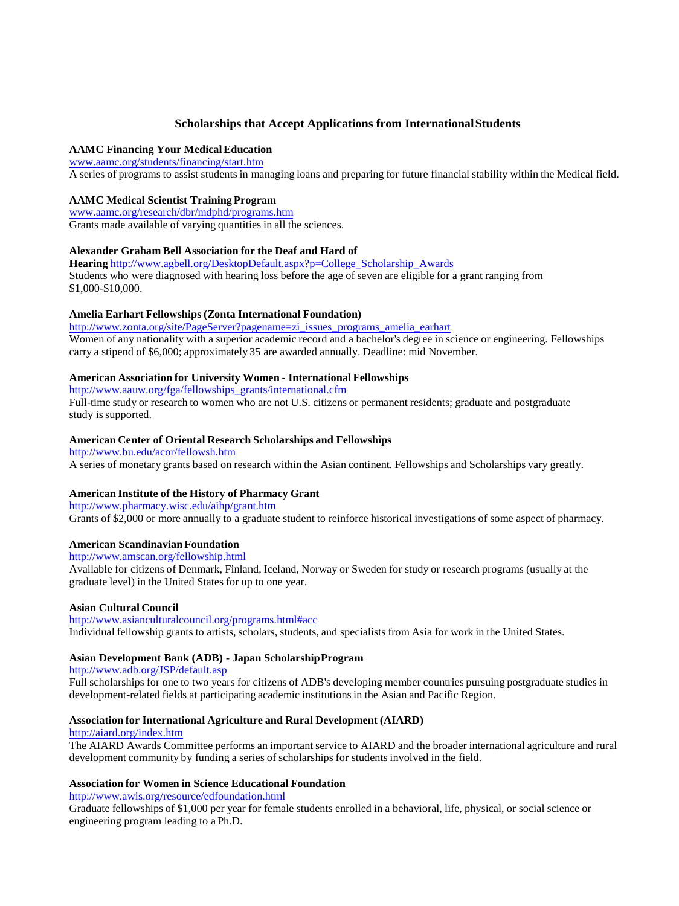## Scholarships that Accept Applications from International Students

**AAMC Financing Your Medical Education**
www.aamc.org/students/financing/start.htm
A series of programs to assist students in managing loans and preparing for future financial stability within the Medical field.

**AAMC Medical Scientist Training Program**
www.aamc.org/research/dbr/mdphd/programs.htm
Grants made available of varying quantities in all the sciences.

**Alexander Graham Bell Association for the Deaf and Hard of Hearing** http://www.agbell.org/DesktopDefault.aspx?p=College_Scholarship_Awards
Students who were diagnosed with hearing loss before the age of seven are eligible for a grant ranging from $1,000-$10,000.

**Amelia Earhart Fellowships (Zonta International Foundation)**
http://www.zonta.org/site/PageServer?pagename=zi_issues_programs_amelia_earhart
Women of any nationality with a superior academic record and a bachelor's degree in science or engineering. Fellowships carry a stipend of $6,000; approximately 35 are awarded annually. Deadline: mid November.

**American Association for University Women - International Fellowships**
http://www.aauw.org/fga/fellowships_grants/international.cfm
Full-time study or research to women who are not U.S. citizens or permanent residents; graduate and postgraduate study is supported.

**American Center of Oriental Research Scholarships and Fellowships**
http://www.bu.edu/acor/fellowsh.htm
A series of monetary grants based on research within the Asian continent. Fellowships and Scholarships vary greatly.

**American Institute of the History of Pharmacy Grant**
http://www.pharmacy.wisc.edu/aihp/grant.htm
Grants of $2,000 or more annually to a graduate student to reinforce historical investigations of some aspect of pharmacy.

**American Scandinavian Foundation**
http://www.amscan.org/fellowship.html
Available for citizens of Denmark, Finland, Iceland, Norway or Sweden for study or research programs (usually at the graduate level) in the United States for up to one year.

**Asian Cultural Council**
http://www.asianculturalcouncil.org/programs.html#acc
Individual fellowship grants to artists, scholars, students, and specialists from Asia for work in the United States.

**Asian Development Bank (ADB) - Japan Scholarship Program**
http://www.adb.org/JSP/default.asp
Full scholarships for one to two years for citizens of ADB's developing member countries pursuing postgraduate studies in development-related fields at participating academic institutions in the Asian and Pacific Region.

**Association for International Agriculture and Rural Development (AIARD)**
http://aiard.org/index.htm
The AIARD Awards Committee performs an important service to AIARD and the broader international agriculture and rural development community by funding a series of scholarships for students involved in the field.

**Association for Women in Science Educational Foundation**
http://www.awis.org/resource/edfoundation.html
Graduate fellowships of $1,000 per year for female students enrolled in a behavioral, life, physical, or social science or engineering program leading to a Ph.D.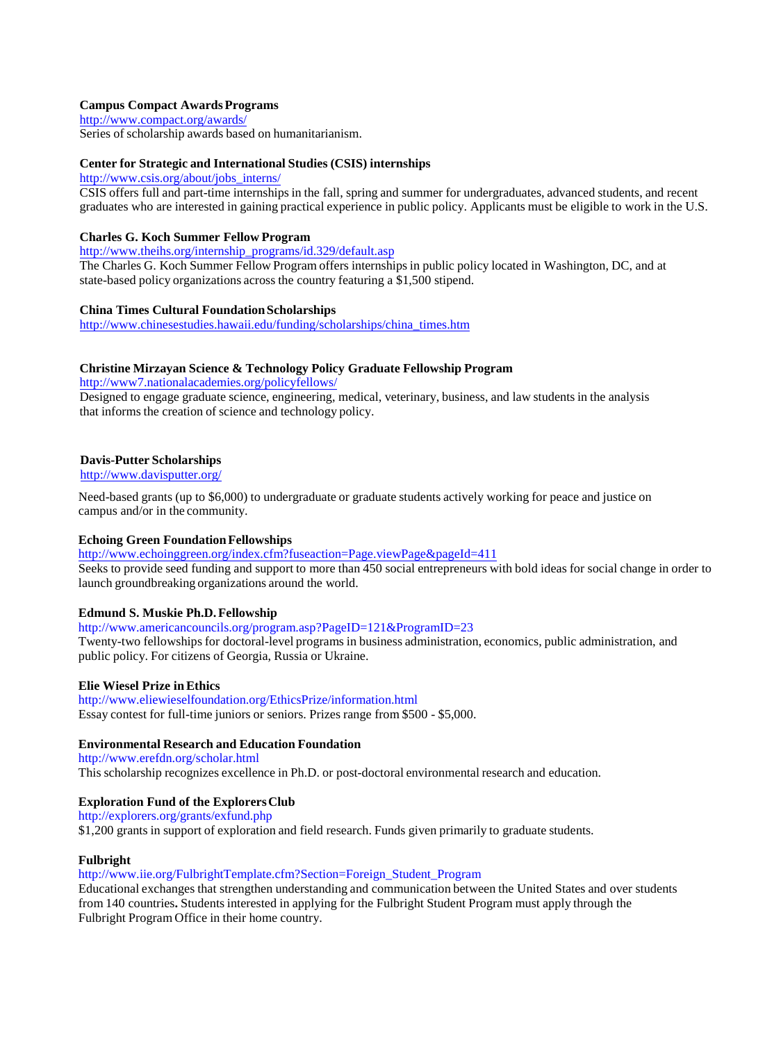**Campus Compact Awards Programs**
http://www.compact.org/awards/
Series of scholarship awards based on humanitarianism.

**Center for Strategic and International Studies (CSIS) internships**
http://www.csis.org/about/jobs_interns/
CSIS offers full and part-time internships in the fall, spring and summer for undergraduates, advanced students, and recent graduates who are interested in gaining practical experience in public policy. Applicants must be eligible to work in the U.S.

**Charles G. Koch Summer Fellow Program**
http://www.theihs.org/internship_programs/id.329/default.asp
The Charles G. Koch Summer Fellow Program offers internships in public policy located in Washington, DC, and at state-based policy organizations across the country featuring a $1,500 stipend.

**China Times Cultural Foundation Scholarships**
http://www.chinesestudies.hawaii.edu/funding/scholarships/china_times.htm

**Christine Mirzayan Science & Technology Policy Graduate Fellowship Program**
http://www7.nationalacademies.org/policyfellows/
Designed to engage graduate science, engineering, medical, veterinary, business, and law students in the analysis that informs the creation of science and technology policy.

**Davis-Putter Scholarships**
http://www.davisputter.org/

Need-based grants (up to $6,000) to undergraduate or graduate students actively working for peace and justice on campus and/or in the community.

**Echoing Green Foundation Fellowships**
http://www.echoinggreen.org/index.cfm?fuseaction=Page.viewPage&pageId=411
Seeks to provide seed funding and support to more than 450 social entrepreneurs with bold ideas for social change in order to launch groundbreaking organizations around the world.

**Edmund S. Muskie Ph.D. Fellowship**
http://www.americancouncils.org/program.asp?PageID=121&ProgramID=23
Twenty-two fellowships for doctoral-level programs in business administration, economics, public administration, and public policy. For citizens of Georgia, Russia or Ukraine.

**Elie Wiesel Prize in Ethics**
http://www.eliewieselfoundation.org/EthicsPrize/information.html
Essay contest for full-time juniors or seniors. Prizes range from $500 - $5,000.

**Environmental Research and Education Foundation**
http://www.erefdn.org/scholar.html
This scholarship recognizes excellence in Ph.D. or post-doctoral environmental research and education.

**Exploration Fund of the Explorers Club**
http://explorers.org/grants/exfund.php
$1,200 grants in support of exploration and field research. Funds given primarily to graduate students.

**Fulbright**
http://www.iie.org/FulbrightTemplate.cfm?Section=Foreign_Student_Program
Educational exchanges that strengthen understanding and communication between the United States and over students from 140 countries**.** Students interested in applying for the Fulbright Student Program must apply through the Fulbright Program Office in their home country.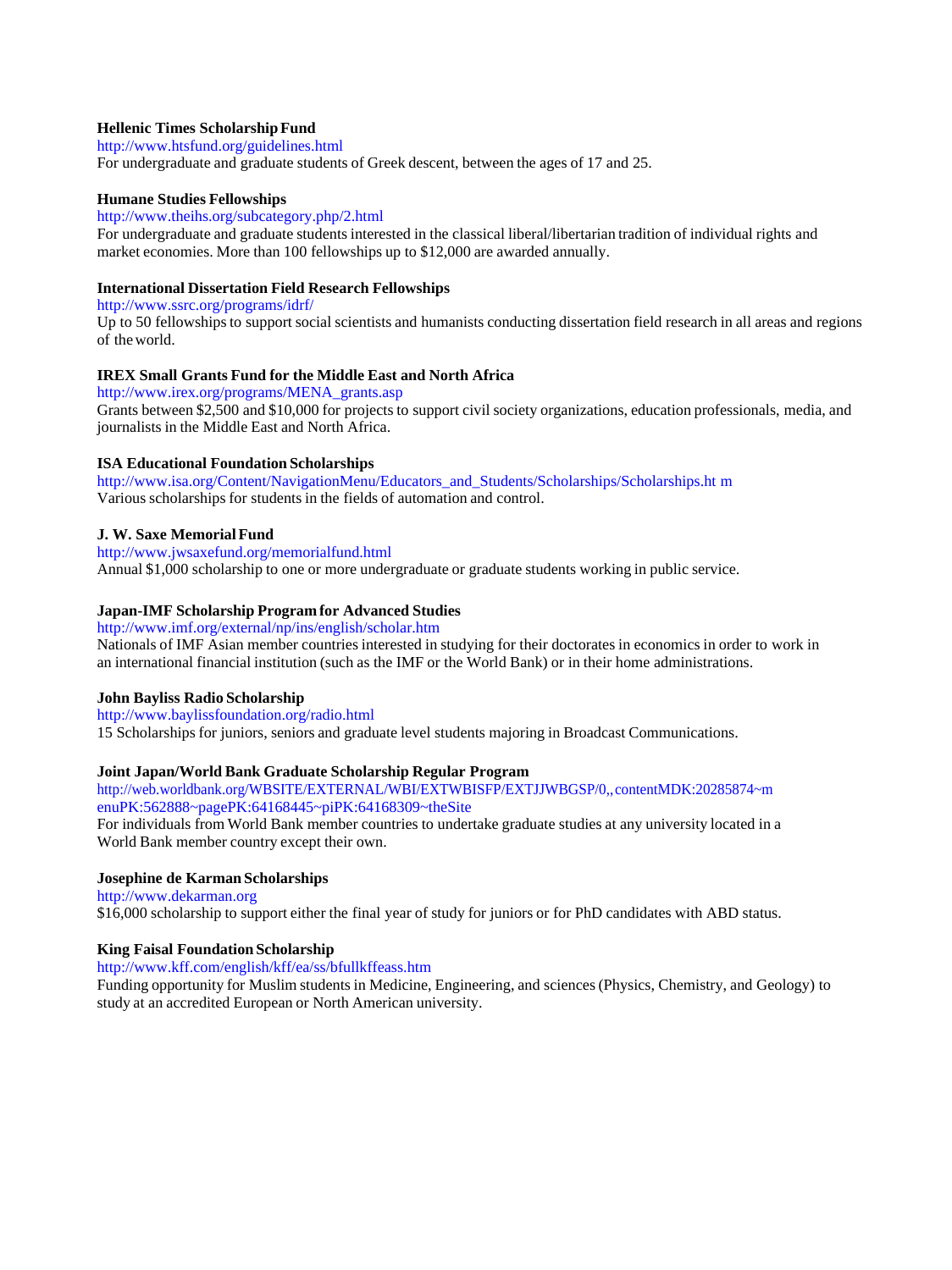**Hellenic Times Scholarship Fund**
http://www.htsfund.org/guidelines.html
For undergraduate and graduate students of Greek descent, between the ages of 17 and 25.

**Humane Studies Fellowships**
http://www.theihs.org/subcategory.php/2.html
For undergraduate and graduate students interested in the classical liberal/libertarian tradition of individual rights and market economies. More than 100 fellowships up to $12,000 are awarded annually.

**International Dissertation Field Research Fellowships**
http://www.ssrc.org/programs/idrf/
Up to 50 fellowships to support social scientists and humanists conducting dissertation field research in all areas and regions of the world.

**IREX Small Grants Fund for the Middle East and North Africa**
http://www.irex.org/programs/MENA_grants.asp
Grants between $2,500 and $10,000 for projects to support civil society organizations, education professionals, media, and journalists in the Middle East and North Africa.

**ISA Educational Foundation Scholarships**
http://www.isa.org/Content/NavigationMenu/Educators_and_Students/Scholarships/Scholarships.ht m
Various scholarships for students in the fields of automation and control.

**J. W. Saxe Memorial Fund**
http://www.jwsaxefund.org/memorialfund.html
Annual $1,000 scholarship to one or more undergraduate or graduate students working in public service.

**Japan-IMF Scholarship Program for Advanced Studies**
http://www.imf.org/external/np/ins/english/scholar.htm
Nationals of IMF Asian member countries interested in studying for their doctorates in economics in order to work in an international financial institution (such as the IMF or the World Bank) or in their home administrations.

**John Bayliss Radio Scholarship**
http://www.baylissfoundation.org/radio.html
15 Scholarships for juniors, seniors and graduate level students majoring in Broadcast Communications.

**Joint Japan/World Bank Graduate Scholarship Regular Program**
http://web.worldbank.org/WBSITE/EXTERNAL/WBI/EXTWBISFP/EXTJJWBGSP/0,,contentMDK:20285874~menuPK:562888~pagePK:64168445~piPK:64168309~theSite
For individuals from World Bank member countries to undertake graduate studies at any university located in a World Bank member country except their own.

**Josephine de Karman Scholarships**
http://www.dekarman.org
$16,000 scholarship to support either the final year of study for juniors or for PhD candidates with ABD status.

**King Faisal Foundation Scholarship**
http://www.kff.com/english/kff/ea/ss/bfullkffeass.htm
Funding opportunity for Muslim students in Medicine, Engineering, and sciences (Physics, Chemistry, and Geology) to study at an accredited European or North American university.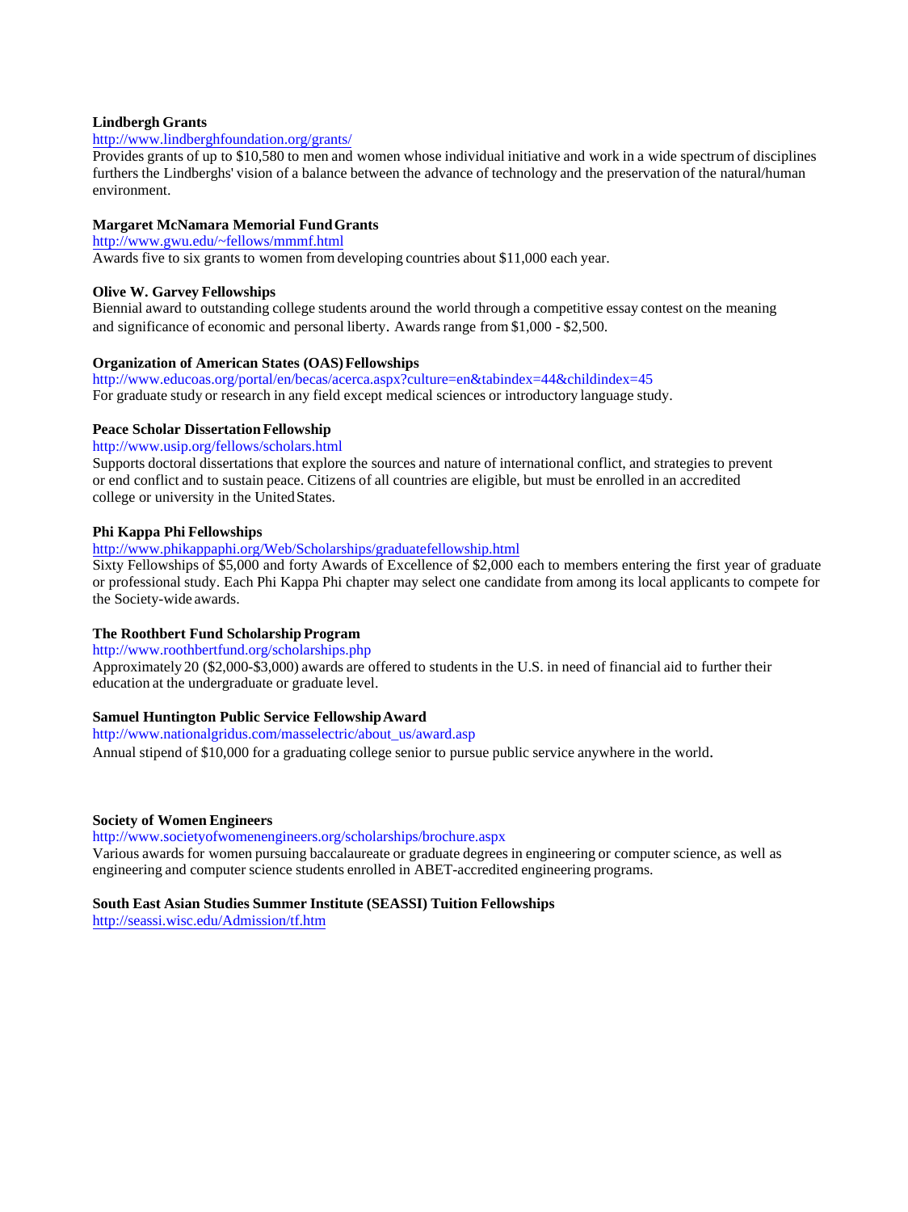**Lindbergh Grants**
http://www.lindberghfoundation.org/grants/
Provides grants of up to $10,580 to men and women whose individual initiative and work in a wide spectrum of disciplines furthers the Lindberghs' vision of a balance between the advance of technology and the preservation of the natural/human environment.

**Margaret McNamara Memorial Fund Grants**
http://www.gwu.edu/~fellows/mmmf.html
Awards five to six grants to women from developing countries about $11,000 each year.

**Olive W. Garvey Fellowships**
Biennial award to outstanding college students around the world through a competitive essay contest on the meaning and significance of economic and personal liberty. Awards range from $1,000 - $2,500.

**Organization of American States (OAS) Fellowships**
http://www.educoas.org/portal/en/becas/acerca.aspx?culture=en&tabindex=44&childindex=45
For graduate study or research in any field except medical sciences or introductory language study.

**Peace Scholar Dissertation Fellowship**
http://www.usip.org/fellows/scholars.html
Supports doctoral dissertations that explore the sources and nature of international conflict, and strategies to prevent or end conflict and to sustain peace. Citizens of all countries are eligible, but must be enrolled in an accredited college or university in the United States.

**Phi Kappa Phi Fellowships**
http://www.phikappaphi.org/Web/Scholarships/graduatefellowship.html
Sixty Fellowships of $5,000 and forty Awards of Excellence of $2,000 each to members entering the first year of graduate or professional study. Each Phi Kappa Phi chapter may select one candidate from among its local applicants to compete for the Society-wide awards.

**The Roothbert Fund Scholarship Program**
http://www.roothbertfund.org/scholarships.php
Approximately 20 ($2,000-$3,000) awards are offered to students in the U.S. in need of financial aid to further their education at the undergraduate or graduate level.

**Samuel Huntington Public Service Fellowship Award**
http://www.nationalgridus.com/masselectric/about_us/award.asp
Annual stipend of $10,000 for a graduating college senior to pursue public service anywhere in the world.

**Society of Women Engineers**
http://www.societyofwomenengineers.org/scholarships/brochure.aspx
Various awards for women pursuing baccalaureate or graduate degrees in engineering or computer science, as well as engineering and computer science students enrolled in ABET-accredited engineering programs.

**South East Asian Studies Summer Institute (SEASSI) Tuition Fellowships**
http://seassi.wisc.edu/Admission/tf.htm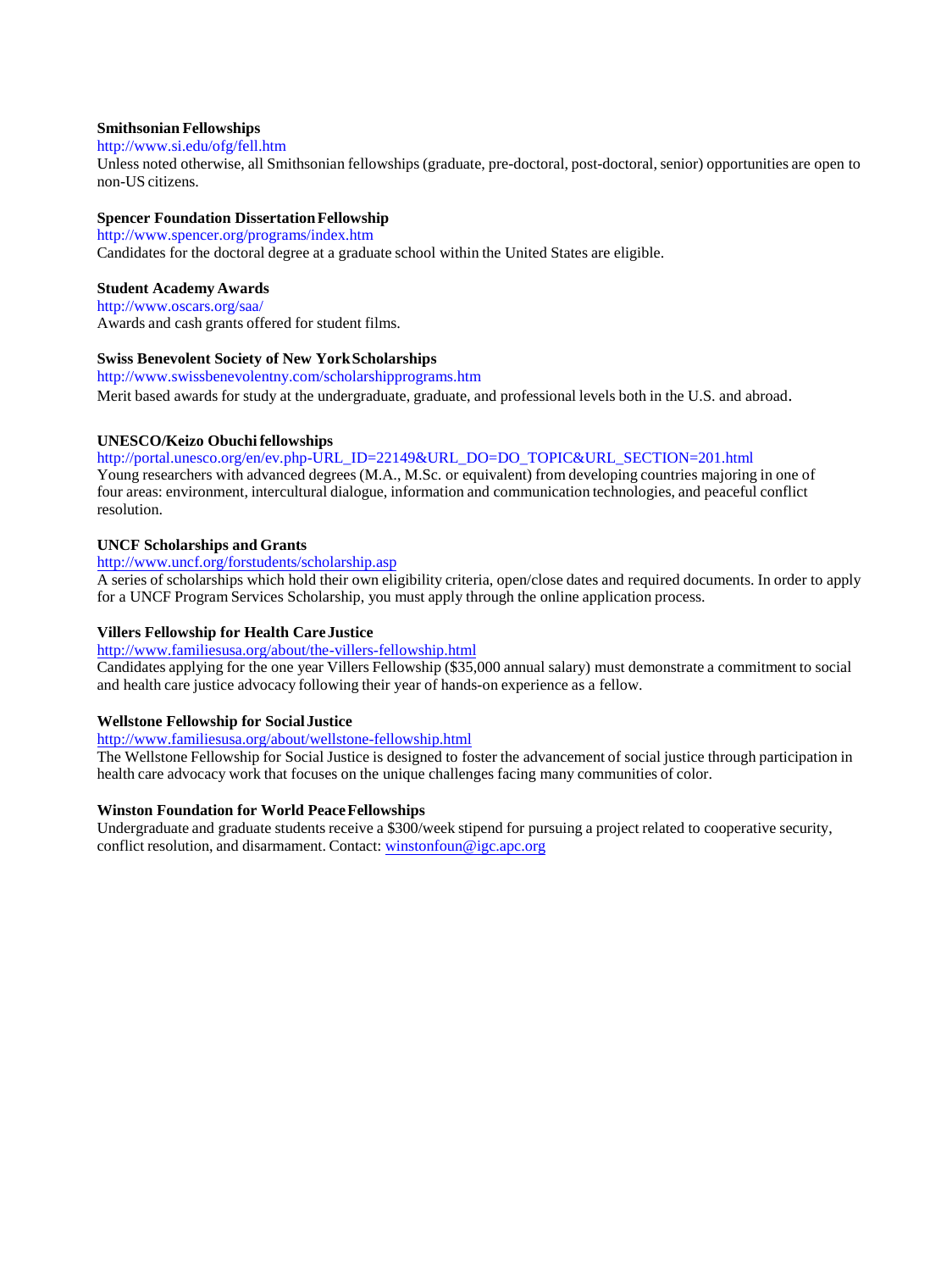**Smithsonian Fellowships**

http://www.si.edu/ofg/fell.htm

Unless noted otherwise, all Smithsonian fellowships (graduate, pre-doctoral, post-doctoral, senior) opportunities are open to non-US citizens.

**Spencer Foundation Dissertation Fellowship**

http://www.spencer.org/programs/index.htm

Candidates for the doctoral degree at a graduate school within the United States are eligible.

**Student Academy Awards**

http://www.oscars.org/saa/

Awards and cash grants offered for student films.

**Swiss Benevolent Society of New York Scholarships**

http://www.swissbenevolentny.com/scholarshipprograms.htm

Merit based awards for study at the undergraduate, graduate, and professional levels both in the U.S. and abroad.

**UNESCO/Keizo Obuchi fellowships**

http://portal.unesco.org/en/ev.php-URL_ID=22149&URL_DO=DO_TOPIC&URL_SECTION=201.html

Young researchers with advanced degrees (M.A., M.Sc. or equivalent) from developing countries majoring in one of four areas: environment, intercultural dialogue, information and communication technologies, and peaceful conflict resolution.

**UNCF Scholarships and Grants**

http://www.uncf.org/forstudents/scholarship.asp

A series of scholarships which hold their own eligibility criteria, open/close dates and required documents. In order to apply for a UNCF Program Services Scholarship, you must apply through the online application process.

**Villers Fellowship for Health Care Justice**

http://www.familiesusa.org/about/the-villers-fellowship.html

Candidates applying for the one year Villers Fellowship ($35,000 annual salary) must demonstrate a commitment to social and health care justice advocacy following their year of hands-on experience as a fellow.

**Wellstone Fellowship for Social Justice**

http://www.familiesusa.org/about/wellstone-fellowship.html

The Wellstone Fellowship for Social Justice is designed to foster the advancement of social justice through participation in health care advocacy work that focuses on the unique challenges facing many communities of color.

**Winston Foundation for World Peace Fellowships**

Undergraduate and graduate students receive a $300/week stipend for pursuing a project related to cooperative security, conflict resolution, and disarmament. Contact: winstonfoun@igc.apc.org